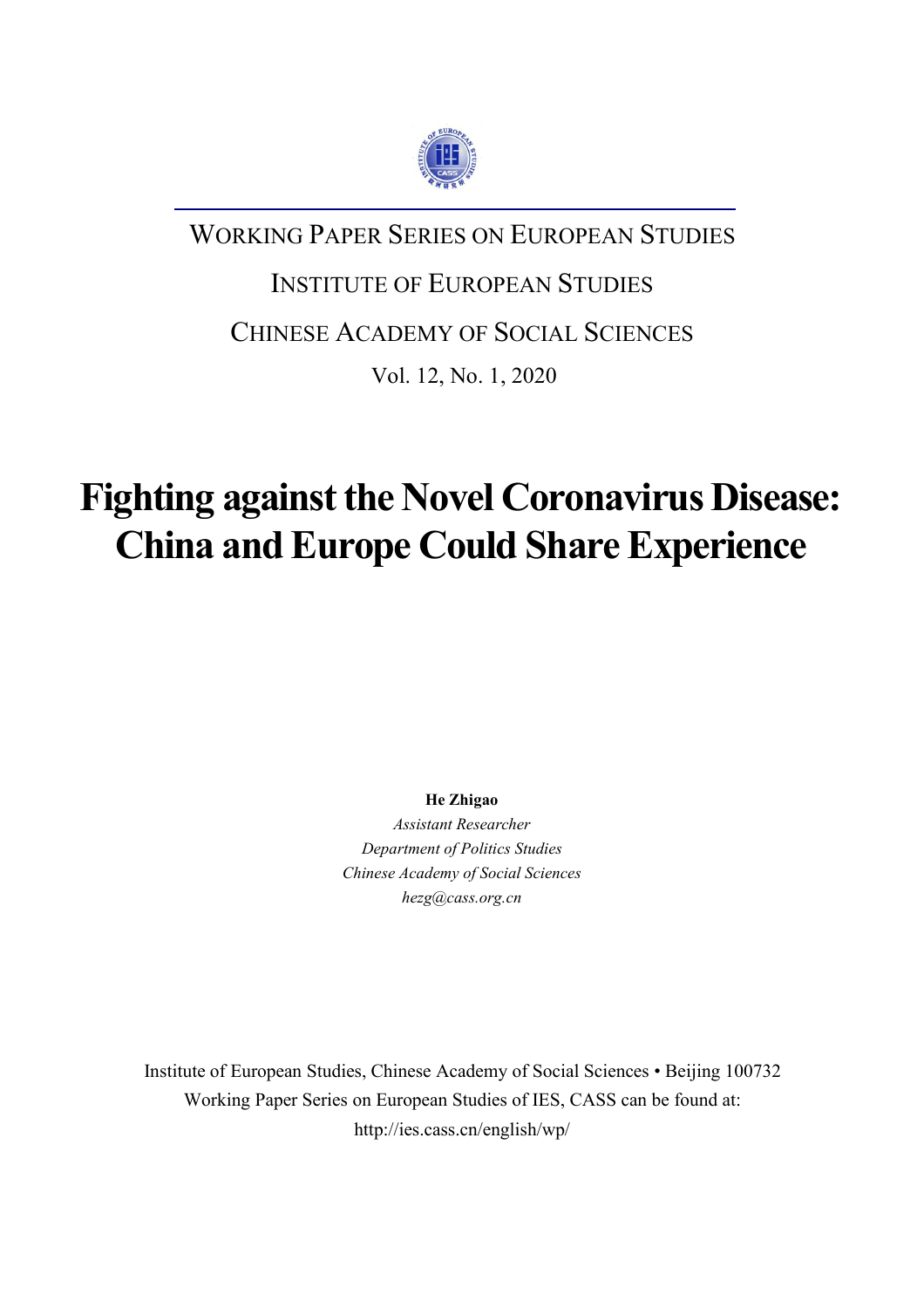WORKING PAPER SERIES ON EUROPEAN STUDIES

INSTITUTE OF EUROPEAN STUDIES

CHINESE ACADEMY OF SOCIAL SCIENCES

Vol. 12, No. 1, 2020

# Fighting against the Novel Coronavirus Disease: China and Europe Could Share Experience

**He Zhigao**

*Assistant Researcher*

*Department of Politics Studies*

*Chinese Academy of Social Sciences*

*hezg@cass.org.cn*

Institute of European Studies, Chinese Academy of Social Sciences • Beijing 100732

Working Paper Series on European Studies of IES, CASS can be found at:

http://ies.cass.cn/english/wp/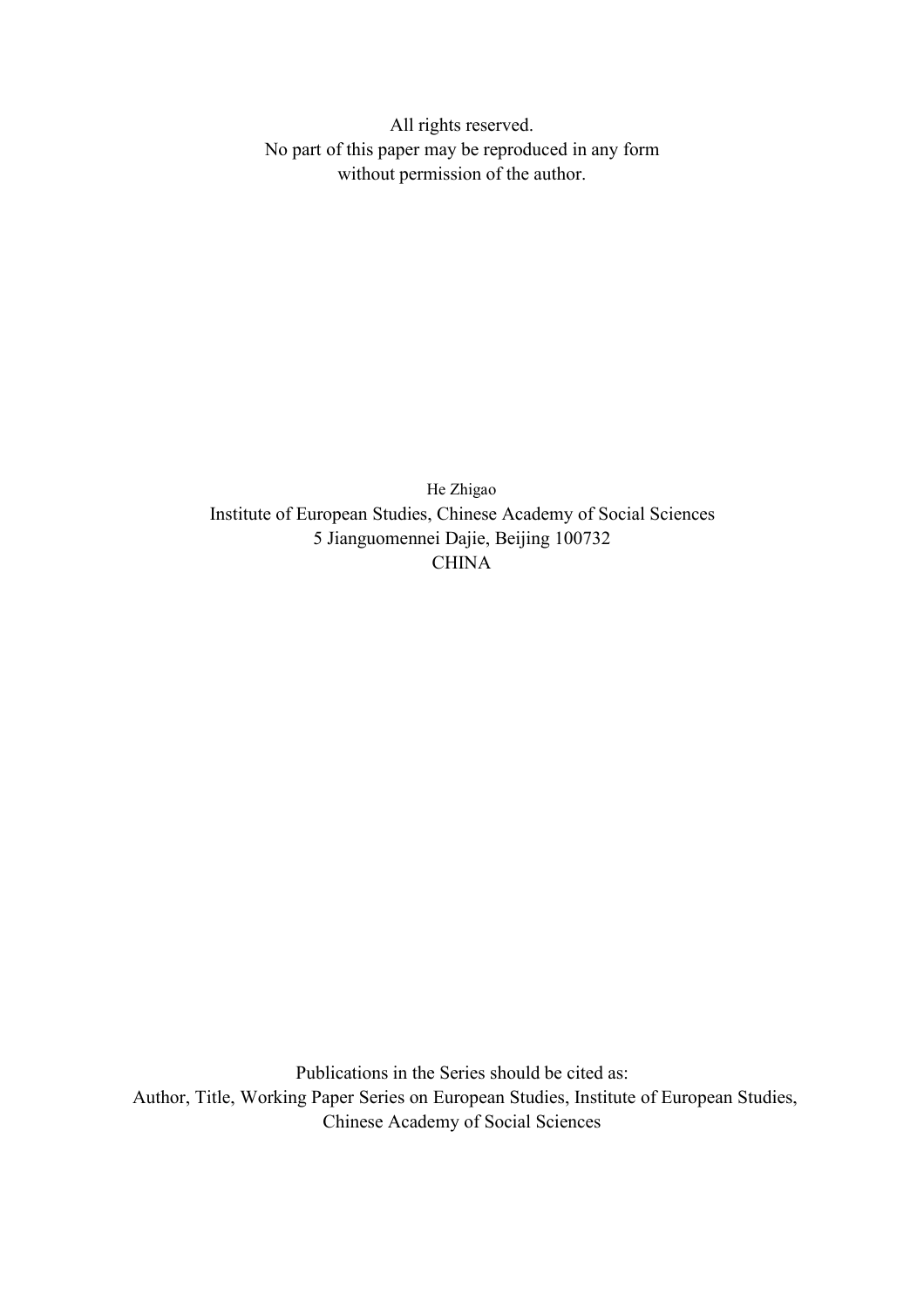All rights reserved.
No part of this paper may be reproduced in any form
without permission of the author.

He Zhigao
Institute of European Studies, Chinese Academy of Social Sciences
5 Jianguomennei Dajie, Beijing 100732
CHINA

Publications in the Series should be cited as:
Author, Title, Working Paper Series on European Studies, Institute of European Studies, Chinese Academy of Social Sciences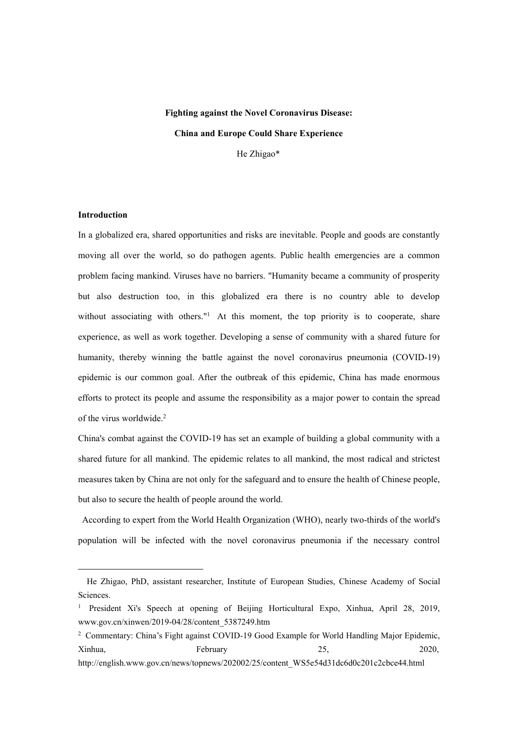**Fighting against the Novel Coronavirus Disease:**

**China and Europe Could Share Experience**

He Zhigao*

**Introduction**

In a globalized era, shared opportunities and risks are inevitable. People and goods are constantly moving all over the world, so do pathogen agents. Public health emergencies are a common problem facing mankind. Viruses have no barriers. "Humanity became a community of prosperity but also destruction too, in this globalized era there is no country able to develop without associating with others."[1] At this moment, the top priority is to cooperate, share experience, as well as work together. Developing a sense of community with a shared future for humanity, thereby winning the battle against the novel coronavirus pneumonia (COVID-19) epidemic is our common goal. After the outbreak of this epidemic, China has made enormous efforts to protect its people and assume the responsibility as a major power to contain the spread of the virus worldwide.[2]

China's combat against the COVID-19 has set an example of building a global community with a shared future for all mankind. The epidemic relates to all mankind, the most radical and strictest measures taken by China are not only for the safeguard and to ensure the health of Chinese people, but also to secure the health of people around the world.

According to expert from the World Health Organization (WHO), nearly two-thirds of the world's population will be infected with the novel coronavirus pneumonia if the necessary control

---

He Zhigao, PhD, assistant researcher, Institute of European Studies, Chinese Academy of Social Sciences.

[1] President Xi's Speech at opening of Beijing Horticultural Expo, Xinhua, April 28, 2019, www.gov.cn/xinwen/2019-04/28/content_5387249.htm

[2] Commentary: China's Fight against COVID-19 Good Example for World Handling Major Epidemic, Xinhua, February 25, 2020, http://english.www.gov.cn/news/topnews/202002/25/content_WS5e54d31dc6d0c201c2cbce44.html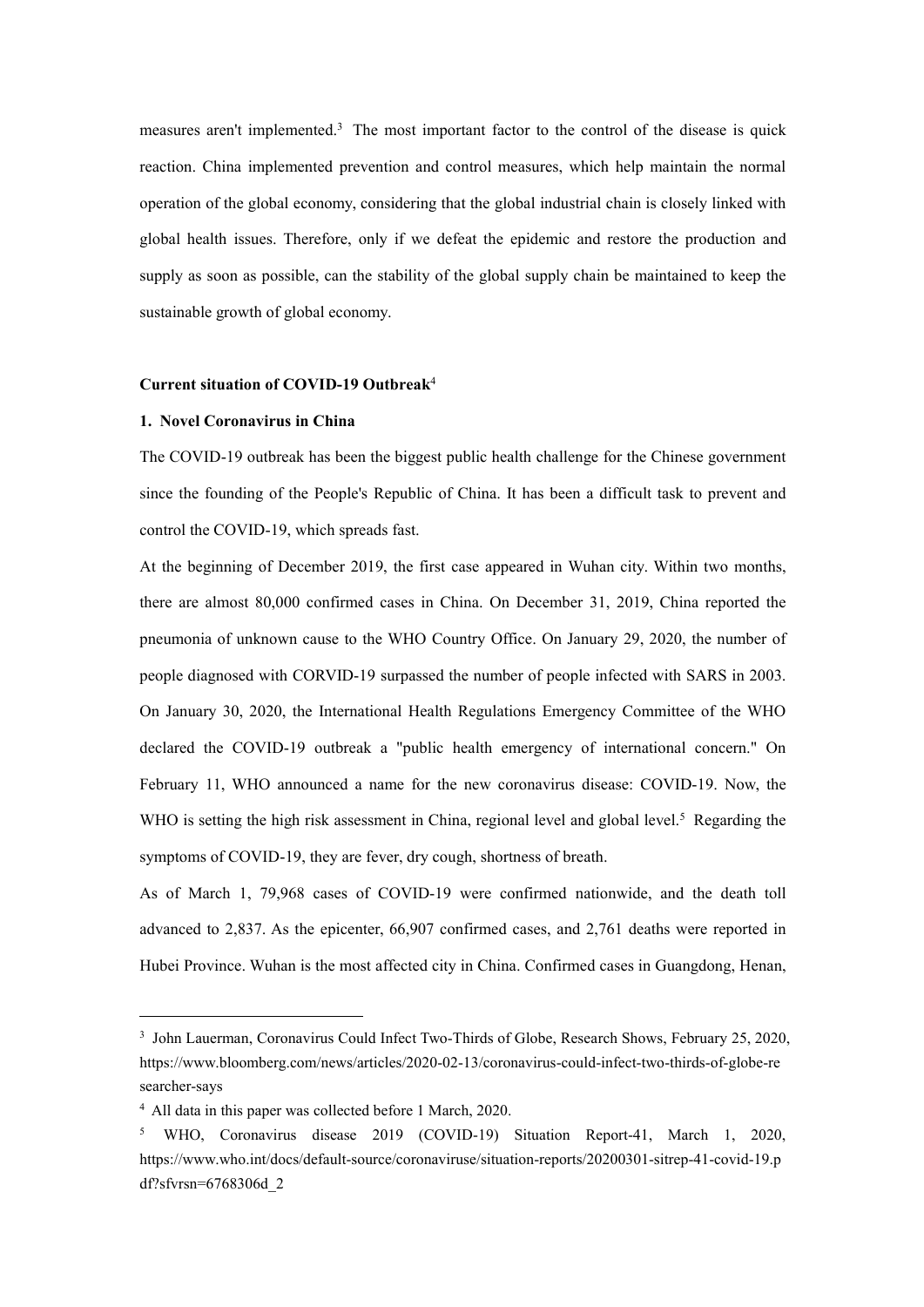measures aren't implemented.[3] The most important factor to the control of the disease is quick reaction. China implemented prevention and control measures, which help maintain the normal operation of the global economy, considering that the global industrial chain is closely linked with global health issues. Therefore, only if we defeat the epidemic and restore the production and supply as soon as possible, can the stability of the global supply chain be maintained to keep the sustainable growth of global economy.

**Current situation of COVID-19 Outbreak**[4]

**1. Novel Coronavirus in China**

The COVID-19 outbreak has been the biggest public health challenge for the Chinese government since the founding of the People's Republic of China. It has been a difficult task to prevent and control the COVID-19, which spreads fast.

At the beginning of December 2019, the first case appeared in Wuhan city. Within two months, there are almost 80,000 confirmed cases in China. On December 31, 2019, China reported the pneumonia of unknown cause to the WHO Country Office. On January 29, 2020, the number of people diagnosed with CORVID-19 surpassed the number of people infected with SARS in 2003. On January 30, 2020, the International Health Regulations Emergency Committee of the WHO declared the COVID-19 outbreak a "public health emergency of international concern." On February 11, WHO announced a name for the new coronavirus disease: COVID-19. Now, the WHO is setting the high risk assessment in China, regional level and global level.[5] Regarding the symptoms of COVID-19, they are fever, dry cough, shortness of breath.

As of March 1, 79,968 cases of COVID-19 were confirmed nationwide, and the death toll advanced to 2,837. As the epicenter, 66,907 confirmed cases, and 2,761 deaths were reported in Hubei Province. Wuhan is the most affected city in China. Confirmed cases in Guangdong, Henan,

---

[3] John Lauerman, Coronavirus Could Infect Two-Thirds of Globe, Research Shows, February 25, 2020, https://www.bloomberg.com/news/articles/2020-02-13/coronavirus-could-infect-two-thirds-of-globe-researcher-says

[4] All data in this paper was collected before 1 March, 2020.

[5] WHO, Coronavirus disease 2019 (COVID-19) Situation Report-41, March 1, 2020, https://www.who.int/docs/default-source/coronaviruse/situation-reports/20200301-sitrep-41-covid-19.pdf?sfvrsn=6768306d_2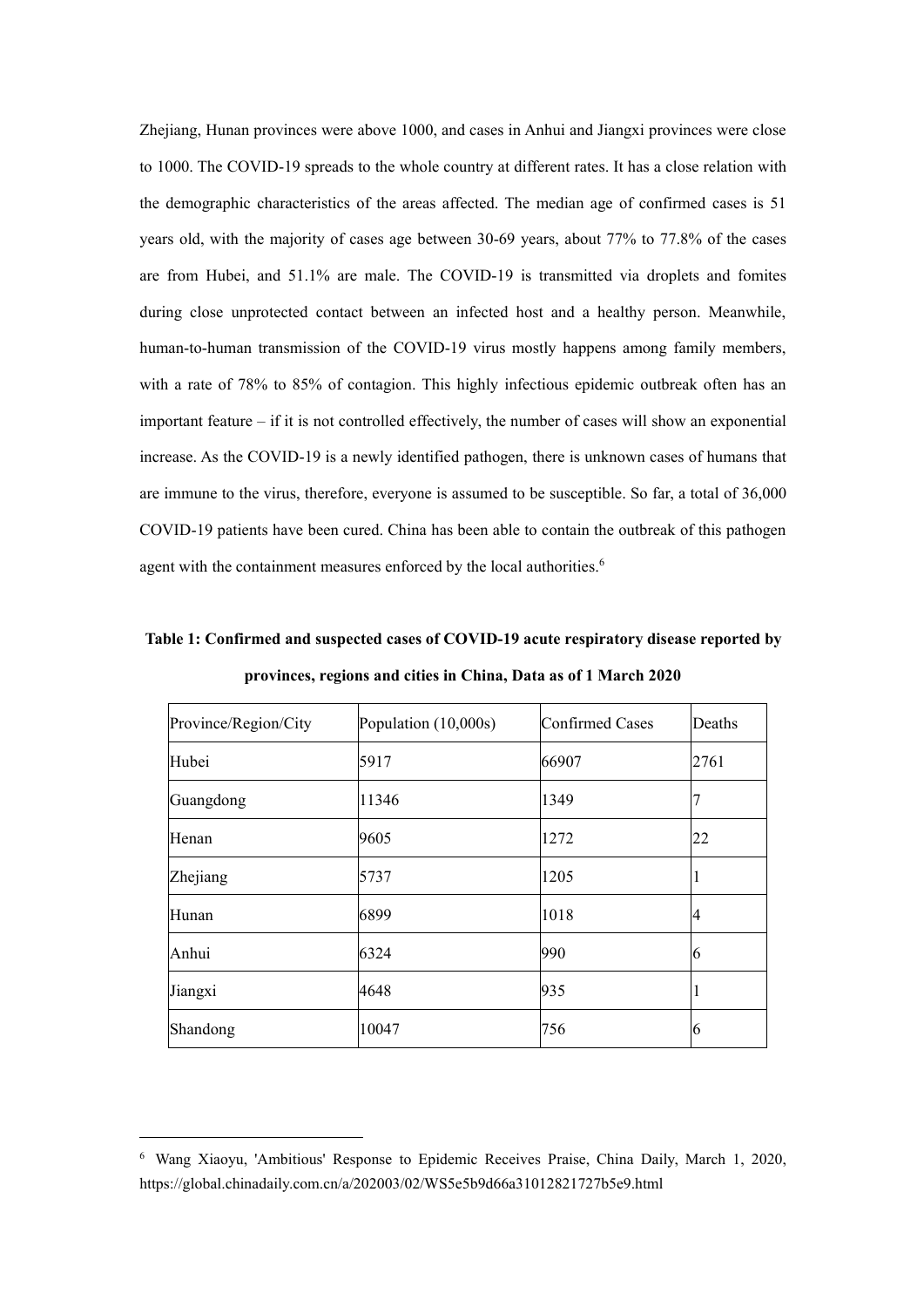Zhejiang, Hunan provinces were above 1000, and cases in Anhui and Jiangxi provinces were close to 1000. The COVID-19 spreads to the whole country at different rates. It has a close relation with the demographic characteristics of the areas affected. The median age of confirmed cases is 51 years old, with the majority of cases age between 30-69 years, about 77% to 77.8% of the cases are from Hubei, and 51.1% are male. The COVID-19 is transmitted via droplets and fomites during close unprotected contact between an infected host and a healthy person. Meanwhile, human-to-human transmission of the COVID-19 virus mostly happens among family members, with a rate of 78% to 85% of contagion. This highly infectious epidemic outbreak often has an important feature – if it is not controlled effectively, the number of cases will show an exponential increase. As the COVID-19 is a newly identified pathogen, there is unknown cases of humans that are immune to the virus, therefore, everyone is assumed to be susceptible. So far, a total of 36,000 COVID-19 patients have been cured. China has been able to contain the outbreak of this pathogen agent with the containment measures enforced by the local authorities.[6]

**Table 1: Confirmed and suspected cases of COVID-19 acute respiratory disease reported by provinces, regions and cities in China, Data as of 1 March 2020**

| Province/Region/City | Population (10,000s) | Confirmed Cases | Deaths |
|---|---|---|---|
| Hubei | 5917 | 66907 | 2761 |
| Guangdong | 11346 | 1349 | 7 |
| Henan | 9605 | 1272 | 22 |
| Zhejiang | 5737 | 1205 | 1 |
| Hunan | 6899 | 1018 | 4 |
| Anhui | 6324 | 990 | 6 |
| Jiangxi | 4648 | 935 | 1 |
| Shandong | 10047 | 756 | 6 |

[6] Wang Xiaoyu, 'Ambitious' Response to Epidemic Receives Praise, China Daily, March 1, 2020, https://global.chinadaily.com.cn/a/202003/02/WS5e5b9d66a31012821727b5e9.html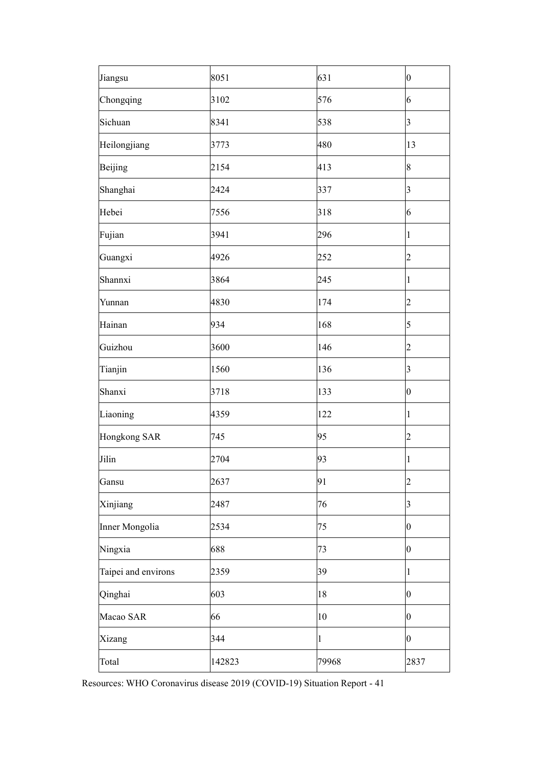| | | | |
|---|---|---|---|
| Jiangsu | 8051 | 631 | 0 |
| Chongqing | 3102 | 576 | 6 |
| Sichuan | 8341 | 538 | 3 |
| Heilongjiang | 3773 | 480 | 13 |
| Beijing | 2154 | 413 | 8 |
| Shanghai | 2424 | 337 | 3 |
| Hebei | 7556 | 318 | 6 |
| Fujian | 3941 | 296 | 1 |
| Guangxi | 4926 | 252 | 2 |
| Shannxi | 3864 | 245 | 1 |
| Yunnan | 4830 | 174 | 2 |
| Hainan | 934 | 168 | 5 |
| Guizhou | 3600 | 146 | 2 |
| Tianjin | 1560 | 136 | 3 |
| Shanxi | 3718 | 133 | 0 |
| Liaoning | 4359 | 122 | 1 |
| Hongkong SAR | 745 | 95 | 2 |
| Jilin | 2704 | 93 | 1 |
| Gansu | 2637 | 91 | 2 |
| Xinjiang | 2487 | 76 | 3 |
| Inner Mongolia | 2534 | 75 | 0 |
| Ningxia | 688 | 73 | 0 |
| Taipei and environs | 2359 | 39 | 1 |
| Qinghai | 603 | 18 | 0 |
| Macao SAR | 66 | 10 | 0 |
| Xizang | 344 | 1 | 0 |
| Total | 142823 | 79968 | 2837 |

Resources: WHO Coronavirus disease 2019 (COVID-19) Situation Report - 41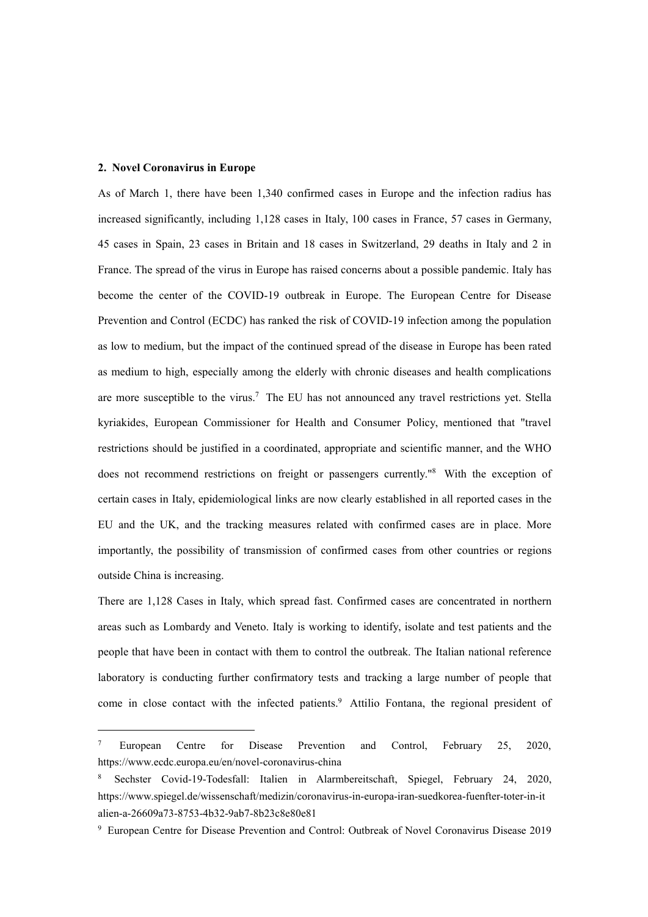## 2. Novel Coronavirus in Europe

As of March 1, there have been 1,340 confirmed cases in Europe and the infection radius has increased significantly, including 1,128 cases in Italy, 100 cases in France, 57 cases in Germany, 45 cases in Spain, 23 cases in Britain and 18 cases in Switzerland, 29 deaths in Italy and 2 in France. The spread of the virus in Europe has raised concerns about a possible pandemic. Italy has become the center of the COVID-19 outbreak in Europe. The European Centre for Disease Prevention and Control (ECDC) has ranked the risk of COVID-19 infection among the population as low to medium, but the impact of the continued spread of the disease in Europe has been rated as medium to high, especially among the elderly with chronic diseases and health complications are more susceptible to the virus.[7] The EU has not announced any travel restrictions yet. Stella kyriakides, European Commissioner for Health and Consumer Policy, mentioned that "travel restrictions should be justified in a coordinated, appropriate and scientific manner, and the WHO does not recommend restrictions on freight or passengers currently."[8] With the exception of certain cases in Italy, epidemiological links are now clearly established in all reported cases in the EU and the UK, and the tracking measures related with confirmed cases are in place. More importantly, the possibility of transmission of confirmed cases from other countries or regions outside China is increasing.

There are 1,128 Cases in Italy, which spread fast. Confirmed cases are concentrated in northern areas such as Lombardy and Veneto. Italy is working to identify, isolate and test patients and the people that have been in contact with them to control the outbreak. The Italian national reference laboratory is conducting further confirmatory tests and tracking a large number of people that come in close contact with the infected patients.[9] Attilio Fontana, the regional president of

---

[7] European Centre for Disease Prevention and Control, February 25, 2020, https://www.ecdc.europa.eu/en/novel-coronavirus-china

[8] Sechster Covid-19-Todesfall: Italien in Alarmbereitschaft, Spiegel, February 24, 2020, https://www.spiegel.de/wissenschaft/medizin/coronavirus-in-europa-iran-suedkorea-fuenfter-toter-in-italien-a-26609a73-8753-4b32-9ab7-8b23c8e80e81

[9] European Centre for Disease Prevention and Control: Outbreak of Novel Coronavirus Disease 2019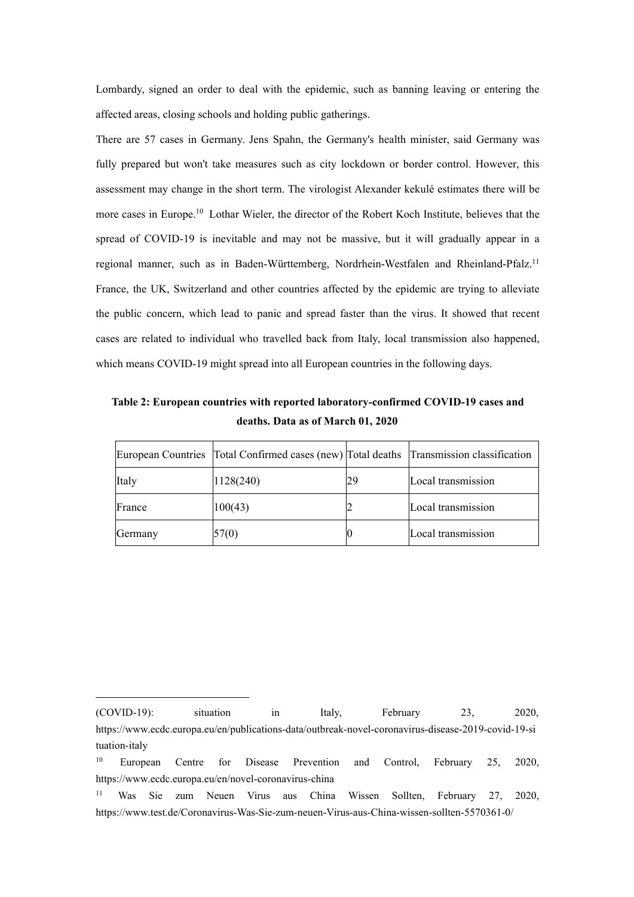Lombardy, signed an order to deal with the epidemic, such as banning leaving or entering the affected areas, closing schools and holding public gatherings.

There are 57 cases in Germany. Jens Spahn, the Germany's health minister, said Germany was fully prepared but won't take measures such as city lockdown or border control. However, this assessment may change in the short term. The virologist Alexander kekulé estimates there will be more cases in Europe.[10] Lothar Wieler, the director of the Robert Koch Institute, believes that the spread of COVID-19 is inevitable and may not be massive, but it will gradually appear in a regional manner, such as in Baden-Württemberg, Nordrhein-Westfalen and Rheinland-Pfalz.[11] France, the UK, Switzerland and other countries affected by the epidemic are trying to alleviate the public concern, which lead to panic and spread faster than the virus. It showed that recent cases are related to individual who travelled back from Italy, local transmission also happened, which means COVID-19 might spread into all European countries in the following days.

**Table 2: European countries with reported laboratory-confirmed COVID-19 cases and deaths. Data as of March 01, 2020**

| European Countries | Total Confirmed cases (new) | Total deaths | Transmission classification |
|---|---|---|---|
| Italy | 1128(240) | 29 | Local transmission |
| France | 100(43) | 2 | Local transmission |
| Germany | 57(0) | 0 | Local transmission |

---

(COVID-19): situation in Italy, February 23, 2020, https://www.ecdc.europa.eu/en/publications-data/outbreak-novel-coronavirus-disease-2019-covid-19-situation-italy

[10] European Centre for Disease Prevention and Control, February 25, 2020, https://www.ecdc.europa.eu/en/novel-coronavirus-china

[11] Was Sie zum Neuen Virus aus China Wissen Sollten, February 27, 2020, https://www.test.de/Coronavirus-Was-Sie-zum-neuen-Virus-aus-China-wissen-sollten-5570361-0/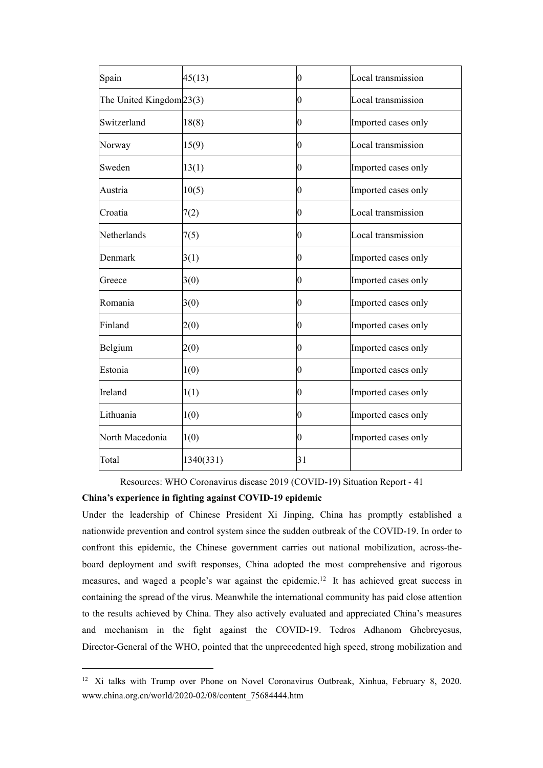| | | | |
|---|---|---|---|
| Spain | 45(13) | 0 | Local transmission |
| The United Kingdom | 23(3) | 0 | Local transmission |
| Switzerland | 18(8) | 0 | Imported cases only |
| Norway | 15(9) | 0 | Local transmission |
| Sweden | 13(1) | 0 | Imported cases only |
| Austria | 10(5) | 0 | Imported cases only |
| Croatia | 7(2) | 0 | Local transmission |
| Netherlands | 7(5) | 0 | Local transmission |
| Denmark | 3(1) | 0 | Imported cases only |
| Greece | 3(0) | 0 | Imported cases only |
| Romania | 3(0) | 0 | Imported cases only |
| Finland | 2(0) | 0 | Imported cases only |
| Belgium | 2(0) | 0 | Imported cases only |
| Estonia | 1(0) | 0 | Imported cases only |
| Ireland | 1(1) | 0 | Imported cases only |
| Lithuania | 1(0) | 0 | Imported cases only |
| North Macedonia | 1(0) | 0 | Imported cases only |
| Total | 1340(331) | 31 | |

Resources: WHO Coronavirus disease 2019 (COVID-19) Situation Report - 41

**China's experience in fighting against COVID-19 epidemic**

Under the leadership of Chinese President Xi Jinping, China has promptly established a nationwide prevention and control system since the sudden outbreak of the COVID-19. In order to confront this epidemic, the Chinese government carries out national mobilization, across-the-board deployment and swift responses, China adopted the most comprehensive and rigorous measures, and waged a people's war against the epidemic.[12] It has achieved great success in containing the spread of the virus. Meanwhile the international community has paid close attention to the results achieved by China. They also actively evaluated and appreciated China's measures and mechanism in the fight against the COVID-19. Tedros Adhanom Ghebreyesus, Director-General of the WHO, pointed that the unprecedented high speed, strong mobilization and

[12] Xi talks with Trump over Phone on Novel Coronavirus Outbreak, Xinhua, February 8, 2020. www.china.org.cn/world/2020-02/08/content_75684444.htm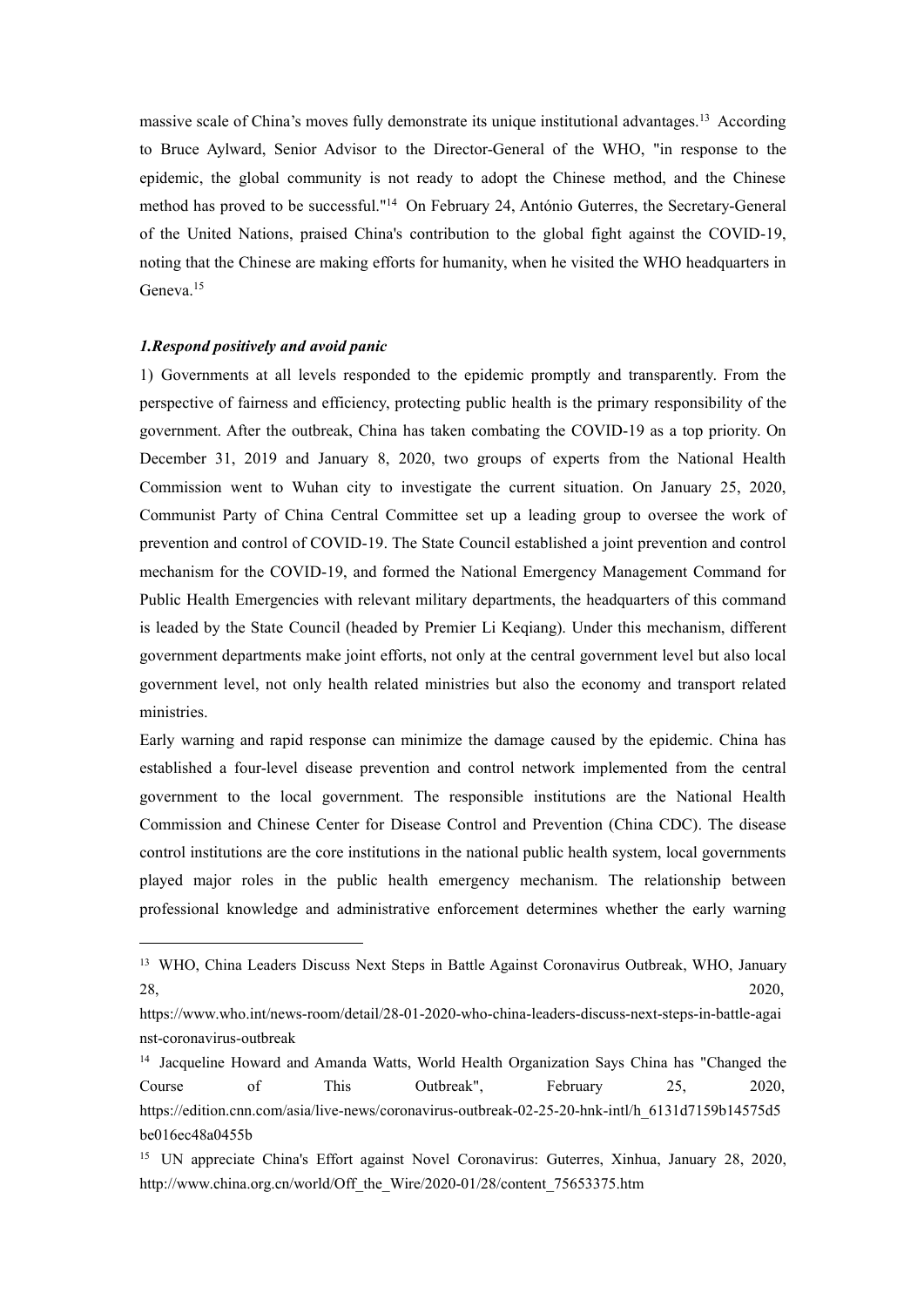massive scale of China's moves fully demonstrate its unique institutional advantages.[13] According to Bruce Aylward, Senior Advisor to the Director-General of the WHO, "in response to the epidemic, the global community is not ready to adopt the Chinese method, and the Chinese method has proved to be successful."[14] On February 24, António Guterres, the Secretary-General of the United Nations, praised China's contribution to the global fight against the COVID-19, noting that the Chinese are making efforts for humanity, when he visited the WHO headquarters in Geneva.[15]

***1.Respond positively and avoid panic***

1) Governments at all levels responded to the epidemic promptly and transparently. From the perspective of fairness and efficiency, protecting public health is the primary responsibility of the government. After the outbreak, China has taken combating the COVID-19 as a top priority. On December 31, 2019 and January 8, 2020, two groups of experts from the National Health Commission went to Wuhan city to investigate the current situation. On January 25, 2020, Communist Party of China Central Committee set up a leading group to oversee the work of prevention and control of COVID-19. The State Council established a joint prevention and control mechanism for the COVID-19, and formed the National Emergency Management Command for Public Health Emergencies with relevant military departments, the headquarters of this command is leaded by the State Council (headed by Premier Li Keqiang). Under this mechanism, different government departments make joint efforts, not only at the central government level but also local government level, not only health related ministries but also the economy and transport related ministries.

Early warning and rapid response can minimize the damage caused by the epidemic. China has established a four-level disease prevention and control network implemented from the central government to the local government. The responsible institutions are the National Health Commission and Chinese Center for Disease Control and Prevention (China CDC). The disease control institutions are the core institutions in the national public health system, local governments played major roles in the public health emergency mechanism. The relationship between professional knowledge and administrative enforcement determines whether the early warning

---

[13] WHO, China Leaders Discuss Next Steps in Battle Against Coronavirus Outbreak, WHO, January 28, 2020, https://www.who.int/news-room/detail/28-01-2020-who-china-leaders-discuss-next-steps-in-battle-against-coronavirus-outbreak

[14] Jacqueline Howard and Amanda Watts, World Health Organization Says China has "Changed the Course of This Outbreak", February 25, 2020, https://edition.cnn.com/asia/live-news/coronavirus-outbreak-02-25-20-hnk-intl/h_6131d7159b14575d5be016ec48a0455b

[15] UN appreciate China's Effort against Novel Coronavirus: Guterres, Xinhua, January 28, 2020, http://www.china.org.cn/world/Off_the_Wire/2020-01/28/content_75653375.htm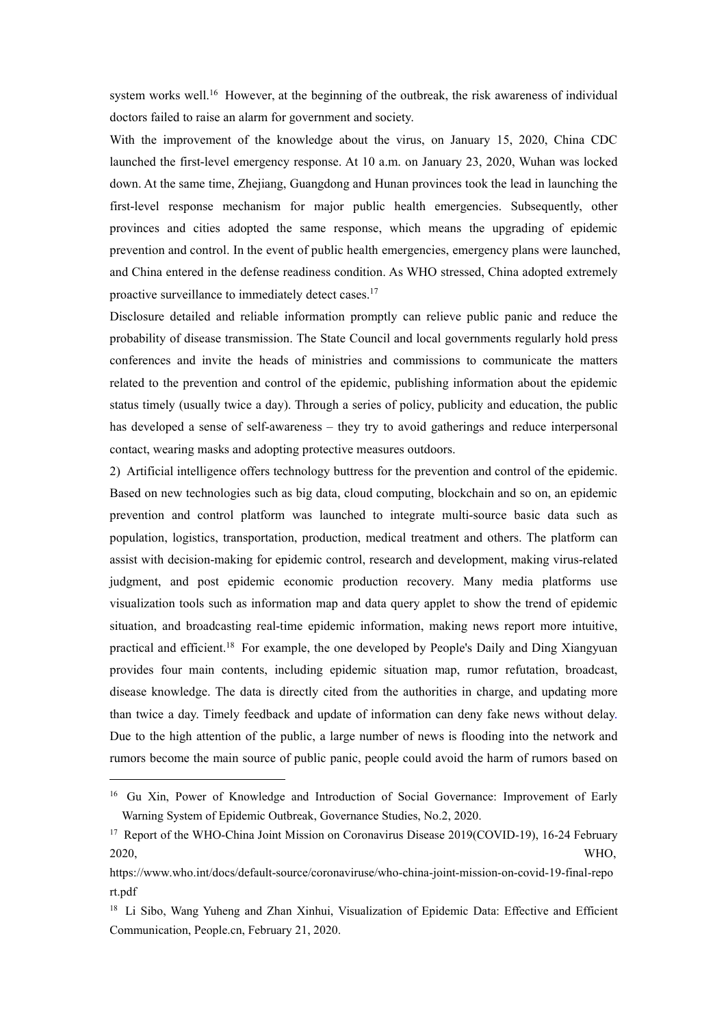system works well.[16] However, at the beginning of the outbreak, the risk awareness of individual doctors failed to raise an alarm for government and society.

With the improvement of the knowledge about the virus, on January 15, 2020, China CDC launched the first-level emergency response. At 10 a.m. on January 23, 2020, Wuhan was locked down. At the same time, Zhejiang, Guangdong and Hunan provinces took the lead in launching the first-level response mechanism for major public health emergencies. Subsequently, other provinces and cities adopted the same response, which means the upgrading of epidemic prevention and control. In the event of public health emergencies, emergency plans were launched, and China entered in the defense readiness condition. As WHO stressed, China adopted extremely proactive surveillance to immediately detect cases.[17]

Disclosure detailed and reliable information promptly can relieve public panic and reduce the probability of disease transmission. The State Council and local governments regularly hold press conferences and invite the heads of ministries and commissions to communicate the matters related to the prevention and control of the epidemic, publishing information about the epidemic status timely (usually twice a day). Through a series of policy, publicity and education, the public has developed a sense of self-awareness – they try to avoid gatherings and reduce interpersonal contact, wearing masks and adopting protective measures outdoors.

2) Artificial intelligence offers technology buttress for the prevention and control of the epidemic. Based on new technologies such as big data, cloud computing, blockchain and so on, an epidemic prevention and control platform was launched to integrate multi-source basic data such as population, logistics, transportation, production, medical treatment and others. The platform can assist with decision-making for epidemic control, research and development, making virus-related judgment, and post epidemic economic production recovery. Many media platforms use visualization tools such as information map and data query applet to show the trend of epidemic situation, and broadcasting real-time epidemic information, making news report more intuitive, practical and efficient.[18] For example, the one developed by People's Daily and Ding Xiangyuan provides four main contents, including epidemic situation map, rumor refutation, broadcast, disease knowledge. The data is directly cited from the authorities in charge, and updating more than twice a day. Timely feedback and update of information can deny fake news without delay. Due to the high attention of the public, a large number of news is flooding into the network and rumors become the main source of public panic, people could avoid the harm of rumors based on

---

[16] Gu Xin, Power of Knowledge and Introduction of Social Governance: Improvement of Early Warning System of Epidemic Outbreak, Governance Studies, No.2, 2020.

[17] Report of the WHO-China Joint Mission on Coronavirus Disease 2019(COVID-19), 16-24 February 2020, WHO, https://www.who.int/docs/default-source/coronaviruse/who-china-joint-mission-on-covid-19-final-report.pdf

[18] Li Sibo, Wang Yuheng and Zhan Xinhui, Visualization of Epidemic Data: Effective and Efficient Communication, People.cn, February 21, 2020.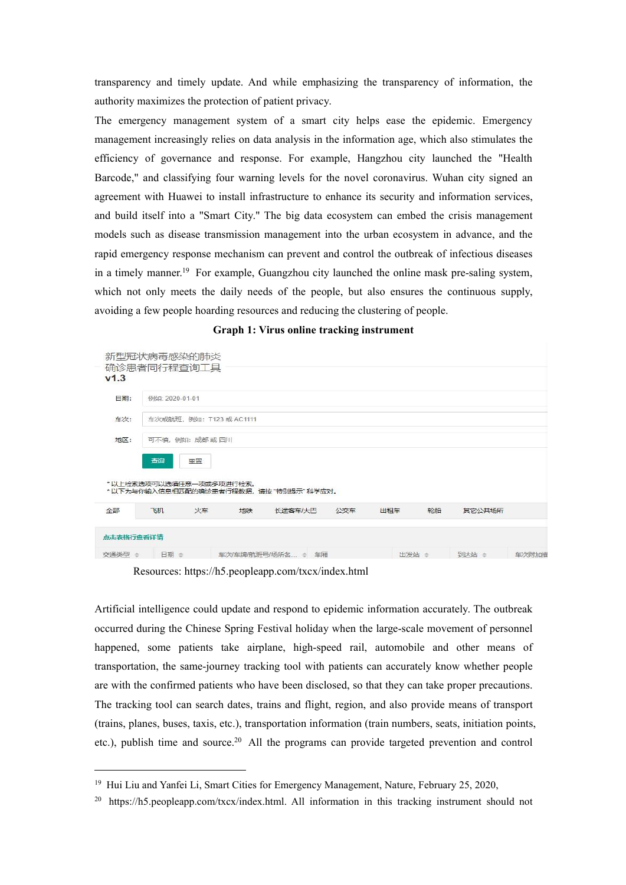transparency and timely update. And while emphasizing the transparency of information, the authority maximizes the protection of patient privacy.

The emergency management system of a smart city helps ease the epidemic. Emergency management increasingly relies on data analysis in the information age, which also stimulates the efficiency of governance and response. For example, Hangzhou city launched the "Health Barcode," and classifying four warning levels for the novel coronavirus. Wuhan city signed an agreement with Huawei to install infrastructure to enhance its security and information services, and build itself into a "Smart City." The big data ecosystem can embed the crisis management models such as disease transmission management into the urban ecosystem in advance, and the rapid emergency response mechanism can prevent and control the outbreak of infectious diseases in a timely manner.[19] For example, Guangzhou city launched the online mask pre-saling system, which not only meets the daily needs of the people, but also ensures the continuous supply, avoiding a few people hoarding resources and reducing the clustering of people.

**Graph 1: Virus online tracking instrument**

新型冠状病毒感染的肺炎
确诊患者同行程查询工具
**v1.3**

日期： 例如: 2020-01-01
车次： 车次或航班，例如：T123 或 AC1111
地区： 可不填，例如：成都 或 四川
查询 重置

* 以上检索选项可以选择任意一项或多项进行检索。
* 以下为与你输入信息相匹配的确诊患者行程数据，请按"特别提示"科学应对。

全部 飞机 火车 地铁 长途客车/大巴 公交车 出租车 轮船 其它公共场所

点击表格行查看详情

交通类型 日期 车次/车牌/航班号/场所名... 车厢 出发站 到达站 车次附加信

Resources: https://h5.peopleapp.com/txcx/index.html

Artificial intelligence could update and respond to epidemic information accurately. The outbreak occurred during the Chinese Spring Festival holiday when the large-scale movement of personnel happened, some patients take airplane, high-speed rail, automobile and other means of transportation, the same-journey tracking tool with patients can accurately know whether people are with the confirmed patients who have been disclosed, so that they can take proper precautions. The tracking tool can search dates, trains and flight, region, and also provide means of transport (trains, planes, buses, taxis, etc.), transportation information (train numbers, seats, initiation points, etc.), publish time and source.[20] All the programs can provide targeted prevention and control

---

[19] Hui Liu and Yanfei Li, Smart Cities for Emergency Management, Nature, February 25, 2020,

[20] https://h5.peopleapp.com/txcx/index.html. All information in this tracking instrument should not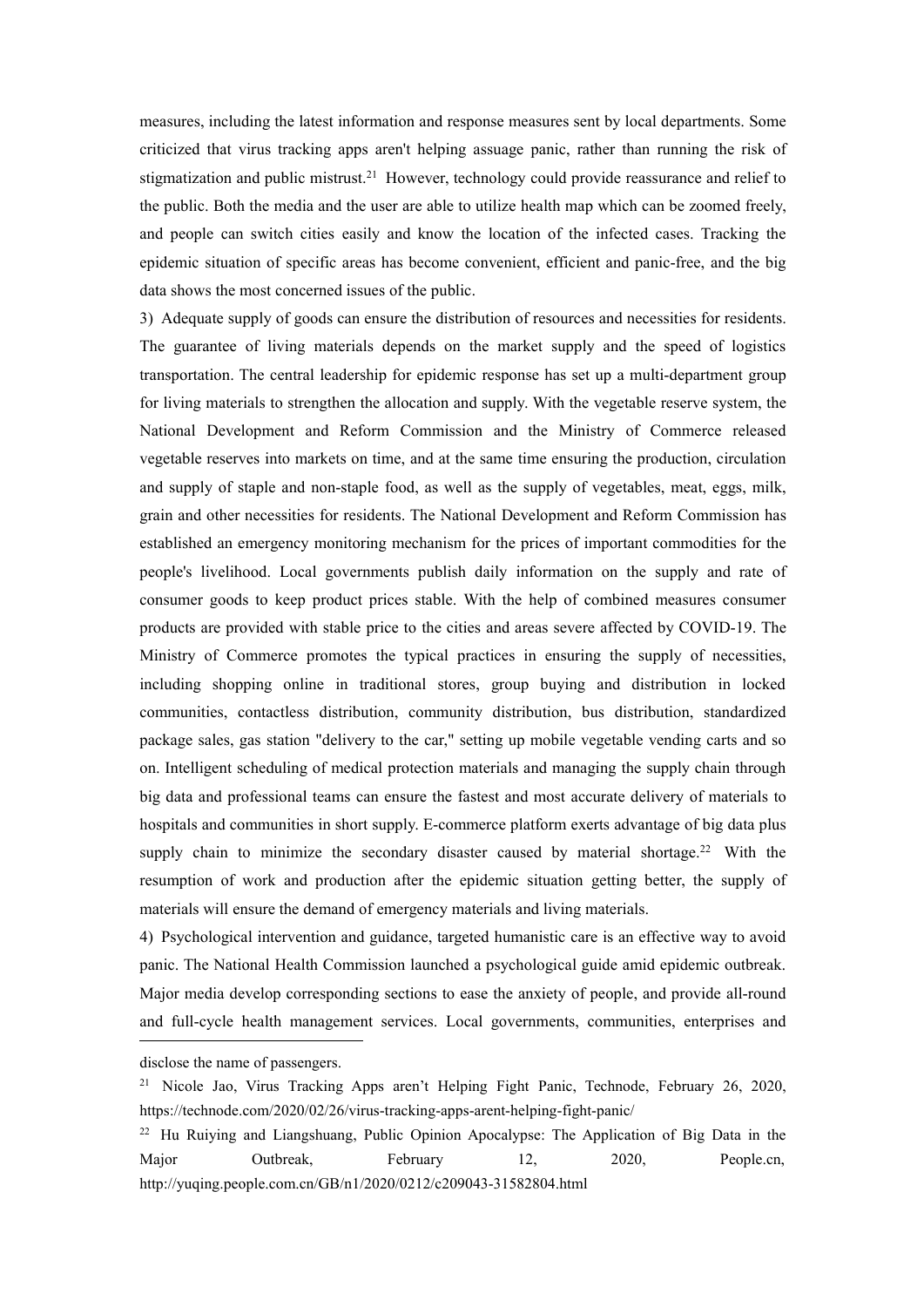measures, including the latest information and response measures sent by local departments. Some criticized that virus tracking apps aren't helping assuage panic, rather than running the risk of stigmatization and public mistrust.[21] However, technology could provide reassurance and relief to the public. Both the media and the user are able to utilize health map which can be zoomed freely, and people can switch cities easily and know the location of the infected cases. Tracking the epidemic situation of specific areas has become convenient, efficient and panic-free, and the big data shows the most concerned issues of the public.

3) Adequate supply of goods can ensure the distribution of resources and necessities for residents. The guarantee of living materials depends on the market supply and the speed of logistics transportation. The central leadership for epidemic response has set up a multi-department group for living materials to strengthen the allocation and supply. With the vegetable reserve system, the National Development and Reform Commission and the Ministry of Commerce released vegetable reserves into markets on time, and at the same time ensuring the production, circulation and supply of staple and non-staple food, as well as the supply of vegetables, meat, eggs, milk, grain and other necessities for residents. The National Development and Reform Commission has established an emergency monitoring mechanism for the prices of important commodities for the people's livelihood. Local governments publish daily information on the supply and rate of consumer goods to keep product prices stable. With the help of combined measures consumer products are provided with stable price to the cities and areas severe affected by COVID-19. The Ministry of Commerce promotes the typical practices in ensuring the supply of necessities, including shopping online in traditional stores, group buying and distribution in locked communities, contactless distribution, community distribution, bus distribution, standardized package sales, gas station "delivery to the car," setting up mobile vegetable vending carts and so on. Intelligent scheduling of medical protection materials and managing the supply chain through big data and professional teams can ensure the fastest and most accurate delivery of materials to hospitals and communities in short supply. E-commerce platform exerts advantage of big data plus supply chain to minimize the secondary disaster caused by material shortage.[22] With the resumption of work and production after the epidemic situation getting better, the supply of materials will ensure the demand of emergency materials and living materials.

4) Psychological intervention and guidance, targeted humanistic care is an effective way to avoid panic. The National Health Commission launched a psychological guide amid epidemic outbreak. Major media develop corresponding sections to ease the anxiety of people, and provide all-round and full-cycle health management services. Local governments, communities, enterprises and

---

disclose the name of passengers.

[21] Nicole Jao, Virus Tracking Apps aren't Helping Fight Panic, Technode, February 26, 2020, https://technode.com/2020/02/26/virus-tracking-apps-arent-helping-fight-panic/

[22] Hu Ruiying and Liangshuang, Public Opinion Apocalypse: The Application of Big Data in the Major Outbreak, February 12, 2020, People.cn, http://yuqing.people.com.cn/GB/n1/2020/0212/c209043-31582804.html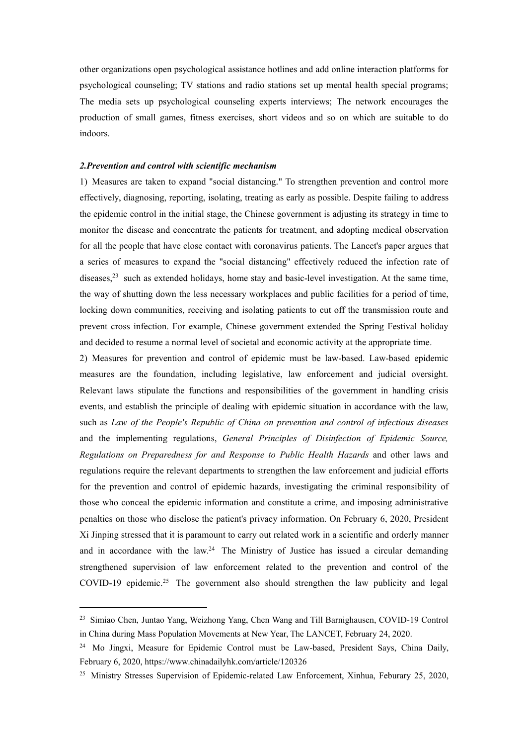other organizations open psychological assistance hotlines and add online interaction platforms for psychological counseling; TV stations and radio stations set up mental health special programs; The media sets up psychological counseling experts interviews; The network encourages the production of small games, fitness exercises, short videos and so on which are suitable to do indoors.

***2.Prevention and control with scientific mechanism***

1) Measures are taken to expand "social distancing." To strengthen prevention and control more effectively, diagnosing, reporting, isolating, treating as early as possible. Despite failing to address the epidemic control in the initial stage, the Chinese government is adjusting its strategy in time to monitor the disease and concentrate the patients for treatment, and adopting medical observation for all the people that have close contact with coronavirus patients. The Lancet's paper argues that a series of measures to expand the "social distancing" effectively reduced the infection rate of diseases,[23] such as extended holidays, home stay and basic-level investigation. At the same time, the way of shutting down the less necessary workplaces and public facilities for a period of time, locking down communities, receiving and isolating patients to cut off the transmission route and prevent cross infection. For example, Chinese government extended the Spring Festival holiday and decided to resume a normal level of societal and economic activity at the appropriate time.

2) Measures for prevention and control of epidemic must be law-based. Law-based epidemic measures are the foundation, including legislative, law enforcement and judicial oversight. Relevant laws stipulate the functions and responsibilities of the government in handling crisis events, and establish the principle of dealing with epidemic situation in accordance with the law, such as *Law of the People's Republic of China on prevention and control of infectious diseases* and the implementing regulations, *General Principles of Disinfection of Epidemic Source, Regulations on Preparedness for and Response to Public Health Hazards* and other laws and regulations require the relevant departments to strengthen the law enforcement and judicial efforts for the prevention and control of epidemic hazards, investigating the criminal responsibility of those who conceal the epidemic information and constitute a crime, and imposing administrative penalties on those who disclose the patient's privacy information. On February 6, 2020, President Xi Jinping stressed that it is paramount to carry out related work in a scientific and orderly manner and in accordance with the law.[24] The Ministry of Justice has issued a circular demanding strengthened supervision of law enforcement related to the prevention and control of the COVID-19 epidemic.[25] The government also should strengthen the law publicity and legal

---

[23] Simiao Chen, Juntao Yang, Weizhong Yang, Chen Wang and Till Barnighausen, COVID-19 Control in China during Mass Population Movements at New Year, The LANCET, February 24, 2020.

[24] Mo Jingxi, Measure for Epidemic Control must be Law-based, President Says, China Daily, February 6, 2020, https://www.chinadailyhk.com/article/120326

[25] Ministry Stresses Supervision of Epidemic-related Law Enforcement, Xinhua, Feburary 25, 2020,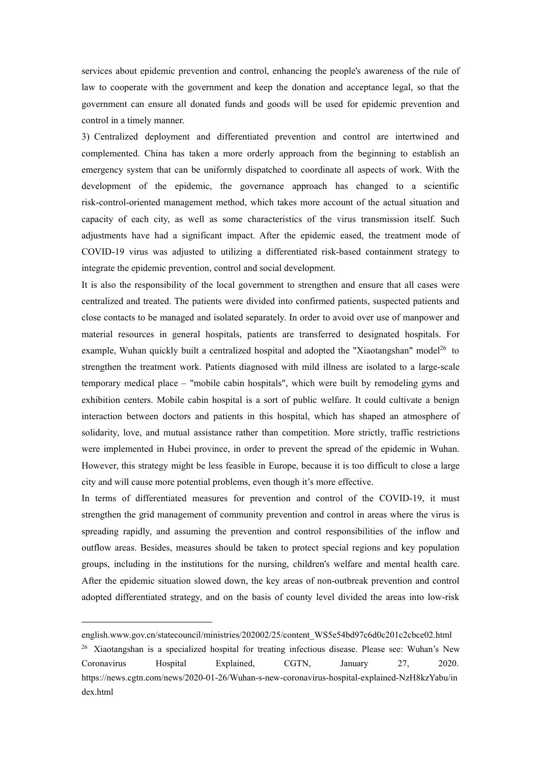services about epidemic prevention and control, enhancing the people's awareness of the rule of law to cooperate with the government and keep the donation and acceptance legal, so that the government can ensure all donated funds and goods will be used for epidemic prevention and control in a timely manner.

3) Centralized deployment and differentiated prevention and control are intertwined and complemented. China has taken a more orderly approach from the beginning to establish an emergency system that can be uniformly dispatched to coordinate all aspects of work. With the development of the epidemic, the governance approach has changed to a scientific risk-control-oriented management method, which takes more account of the actual situation and capacity of each city, as well as some characteristics of the virus transmission itself. Such adjustments have had a significant impact. After the epidemic eased, the treatment mode of COVID-19 virus was adjusted to utilizing a differentiated risk-based containment strategy to integrate the epidemic prevention, control and social development.

It is also the responsibility of the local government to strengthen and ensure that all cases were centralized and treated. The patients were divided into confirmed patients, suspected patients and close contacts to be managed and isolated separately. In order to avoid over use of manpower and material resources in general hospitals, patients are transferred to designated hospitals. For example, Wuhan quickly built a centralized hospital and adopted the "Xiaotangshan" model[26] to strengthen the treatment work. Patients diagnosed with mild illness are isolated to a large-scale temporary medical place – "mobile cabin hospitals", which were built by remodeling gyms and exhibition centers. Mobile cabin hospital is a sort of public welfare. It could cultivate a benign interaction between doctors and patients in this hospital, which has shaped an atmosphere of solidarity, love, and mutual assistance rather than competition. More strictly, traffic restrictions were implemented in Hubei province, in order to prevent the spread of the epidemic in Wuhan. However, this strategy might be less feasible in Europe, because it is too difficult to close a large city and will cause more potential problems, even though it's more effective.

In terms of differentiated measures for prevention and control of the COVID-19, it must strengthen the grid management of community prevention and control in areas where the virus is spreading rapidly, and assuming the prevention and control responsibilities of the inflow and outflow areas. Besides, measures should be taken to protect special regions and key population groups, including in the institutions for the nursing, children's welfare and mental health care. After the epidemic situation slowed down, the key areas of non-outbreak prevention and control adopted differentiated strategy, and on the basis of county level divided the areas into low-risk

---

english.www.gov.cn/statecouncil/ministries/202002/25/content_WS5e54bd97c6d0c201c2cbce02.html

[26] Xiaotangshan is a specialized hospital for treating infectious disease. Please see: Wuhan's New Coronavirus Hospital Explained, CGTN, January 27, 2020. https://news.cgtn.com/news/2020-01-26/Wuhan-s-new-coronavirus-hospital-explained-NzH8kzYabu/index.html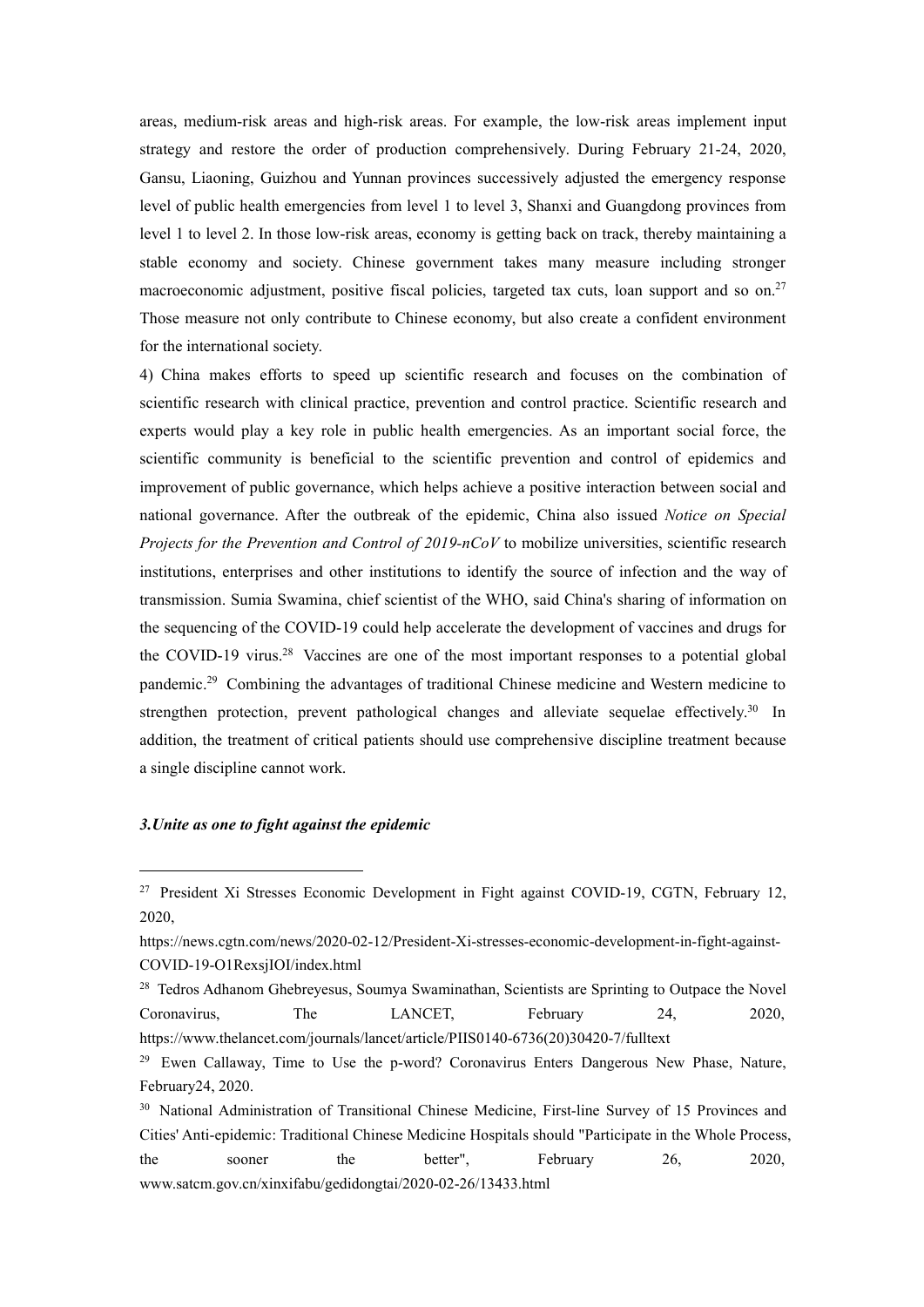areas, medium-risk areas and high-risk areas. For example, the low-risk areas implement input strategy and restore the order of production comprehensively. During February 21-24, 2020, Gansu, Liaoning, Guizhou and Yunnan provinces successively adjusted the emergency response level of public health emergencies from level 1 to level 3, Shanxi and Guangdong provinces from level 1 to level 2. In those low-risk areas, economy is getting back on track, thereby maintaining a stable economy and society. Chinese government takes many measure including stronger macroeconomic adjustment, positive fiscal policies, targeted tax cuts, loan support and so on.[27] Those measure not only contribute to Chinese economy, but also create a confident environment for the international society.

4) China makes efforts to speed up scientific research and focuses on the combination of scientific research with clinical practice, prevention and control practice. Scientific research and experts would play a key role in public health emergencies. As an important social force, the scientific community is beneficial to the scientific prevention and control of epidemics and improvement of public governance, which helps achieve a positive interaction between social and national governance. After the outbreak of the epidemic, China also issued *Notice on Special Projects for the Prevention and Control of 2019-nCoV* to mobilize universities, scientific research institutions, enterprises and other institutions to identify the source of infection and the way of transmission. Sumia Swamina, chief scientist of the WHO, said China's sharing of information on the sequencing of the COVID-19 could help accelerate the development of vaccines and drugs for the COVID-19 virus.[28] Vaccines are one of the most important responses to a potential global pandemic.[29] Combining the advantages of traditional Chinese medicine and Western medicine to strengthen protection, prevent pathological changes and alleviate sequelae effectively.[30] In addition, the treatment of critical patients should use comprehensive discipline treatment because a single discipline cannot work.

### *3.Unite as one to fight against the epidemic*

---

[27] President Xi Stresses Economic Development in Fight against COVID-19, CGTN, February 12, 2020, https://news.cgtn.com/news/2020-02-12/President-Xi-stresses-economic-development-in-fight-against-COVID-19-O1RexsjIOI/index.html

[28] Tedros Adhanom Ghebreyesus, Soumya Swaminathan, Scientists are Sprinting to Outpace the Novel Coronavirus, The LANCET, February 24, 2020, https://www.thelancet.com/journals/lancet/article/PIIS0140-6736(20)30420-7/fulltext

[29] Ewen Callaway, Time to Use the p-word? Coronavirus Enters Dangerous New Phase, Nature, February24, 2020.

[30] National Administration of Transitional Chinese Medicine, First-line Survey of 15 Provinces and Cities' Anti-epidemic: Traditional Chinese Medicine Hospitals should "Participate in the Whole Process, the sooner the better", February 26, 2020, www.satcm.gov.cn/xinxifabu/gedidongtai/2020-02-26/13433.html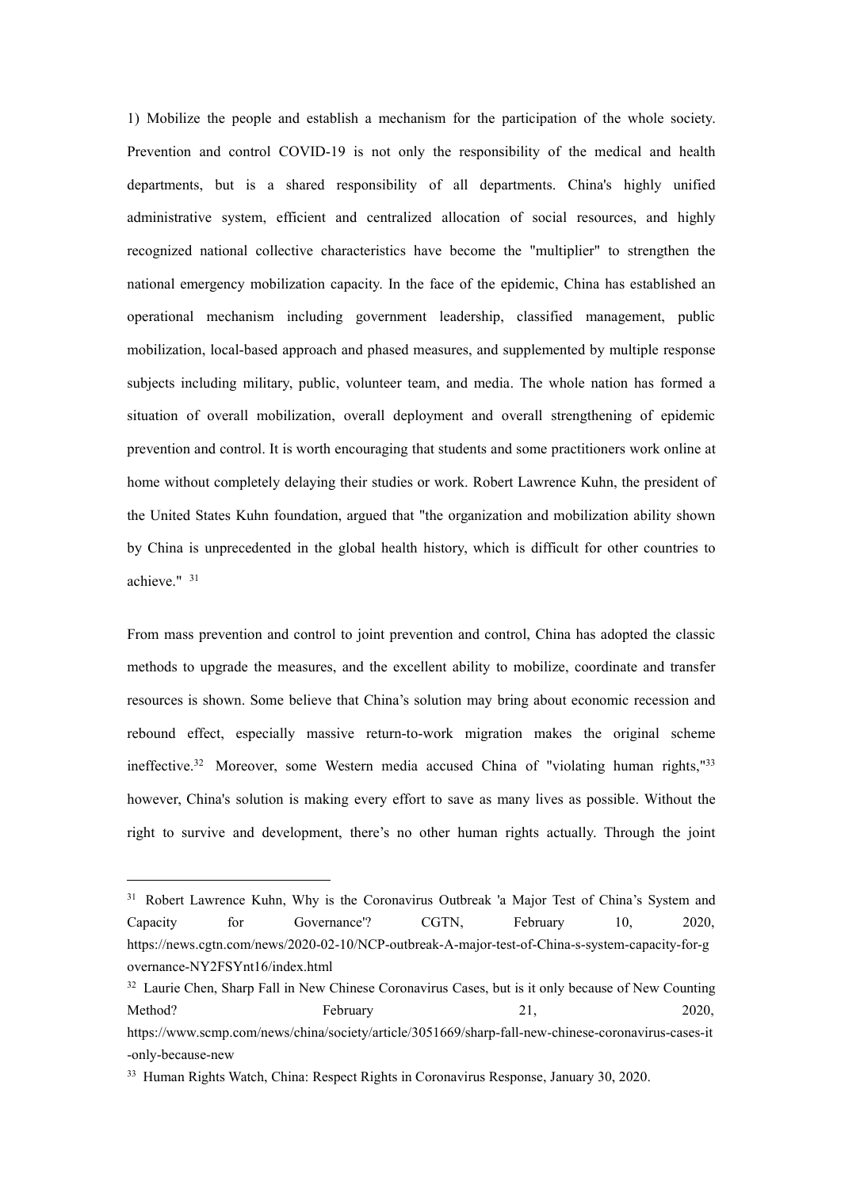1) Mobilize the people and establish a mechanism for the participation of the whole society. Prevention and control COVID-19 is not only the responsibility of the medical and health departments, but is a shared responsibility of all departments. China's highly unified administrative system, efficient and centralized allocation of social resources, and highly recognized national collective characteristics have become the "multiplier" to strengthen the national emergency mobilization capacity. In the face of the epidemic, China has established an operational mechanism including government leadership, classified management, public mobilization, local-based approach and phased measures, and supplemented by multiple response subjects including military, public, volunteer team, and media. The whole nation has formed a situation of overall mobilization, overall deployment and overall strengthening of epidemic prevention and control. It is worth encouraging that students and some practitioners work online at home without completely delaying their studies or work. Robert Lawrence Kuhn, the president of the United States Kuhn foundation, argued that "the organization and mobilization ability shown by China is unprecedented in the global health history, which is difficult for other countries to achieve." [31]

From mass prevention and control to joint prevention and control, China has adopted the classic methods to upgrade the measures, and the excellent ability to mobilize, coordinate and transfer resources is shown. Some believe that China's solution may bring about economic recession and rebound effect, especially massive return-to-work migration makes the original scheme ineffective.[32] Moreover, some Western media accused China of "violating human rights,"[33] however, China's solution is making every effort to save as many lives as possible. Without the right to survive and development, there's no other human rights actually. Through the joint

---

[31] Robert Lawrence Kuhn, Why is the Coronavirus Outbreak 'a Major Test of China's System and Capacity for Governance'? CGTN, February 10, 2020, https://news.cgtn.com/news/2020-02-10/NCP-outbreak-A-major-test-of-China-s-system-capacity-for-governance-NY2FSYnt16/index.html

[32] Laurie Chen, Sharp Fall in New Chinese Coronavirus Cases, but is it only because of New Counting Method? February 21, 2020, https://www.scmp.com/news/china/society/article/3051669/sharp-fall-new-chinese-coronavirus-cases-it-only-because-new

[33] Human Rights Watch, China: Respect Rights in Coronavirus Response, January 30, 2020.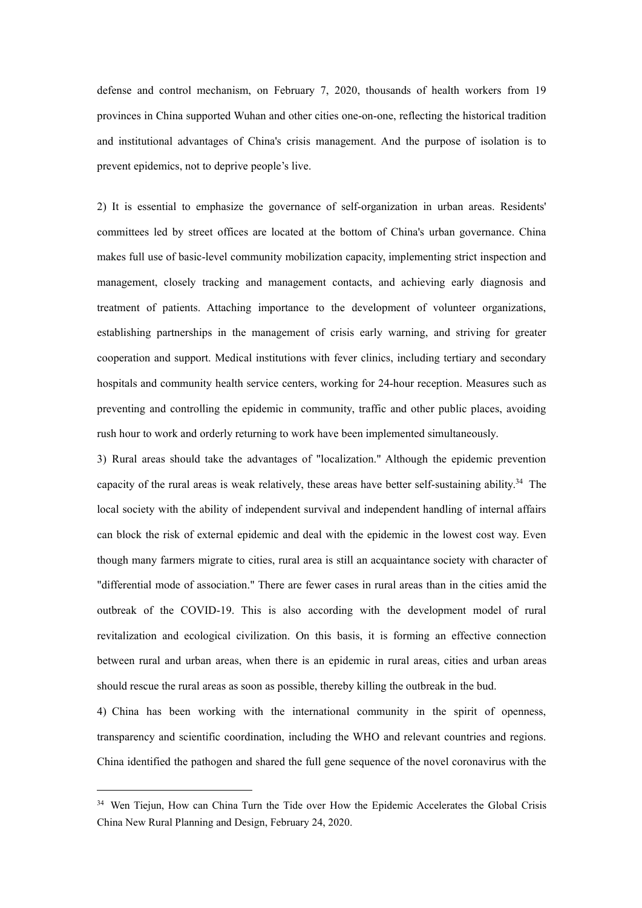defense and control mechanism, on February 7, 2020, thousands of health workers from 19 provinces in China supported Wuhan and other cities one-on-one, reflecting the historical tradition and institutional advantages of China's crisis management. And the purpose of isolation is to prevent epidemics, not to deprive people's live.

2) It is essential to emphasize the governance of self-organization in urban areas. Residents' committees led by street offices are located at the bottom of China's urban governance. China makes full use of basic-level community mobilization capacity, implementing strict inspection and management, closely tracking and management contacts, and achieving early diagnosis and treatment of patients. Attaching importance to the development of volunteer organizations, establishing partnerships in the management of crisis early warning, and striving for greater cooperation and support. Medical institutions with fever clinics, including tertiary and secondary hospitals and community health service centers, working for 24-hour reception. Measures such as preventing and controlling the epidemic in community, traffic and other public places, avoiding rush hour to work and orderly returning to work have been implemented simultaneously.

3) Rural areas should take the advantages of "localization." Although the epidemic prevention capacity of the rural areas is weak relatively, these areas have better self-sustaining ability.[34] The local society with the ability of independent survival and independent handling of internal affairs can block the risk of external epidemic and deal with the epidemic in the lowest cost way. Even though many farmers migrate to cities, rural area is still an acquaintance society with character of "differential mode of association." There are fewer cases in rural areas than in the cities amid the outbreak of the COVID-19. This is also according with the development model of rural revitalization and ecological civilization. On this basis, it is forming an effective connection between rural and urban areas, when there is an epidemic in rural areas, cities and urban areas should rescue the rural areas as soon as possible, thereby killing the outbreak in the bud.

4) China has been working with the international community in the spirit of openness, transparency and scientific coordination, including the WHO and relevant countries and regions. China identified the pathogen and shared the full gene sequence of the novel coronavirus with the

---

[34] Wen Tiejun, How can China Turn the Tide over How the Epidemic Accelerates the Global Crisis China New Rural Planning and Design, February 24, 2020.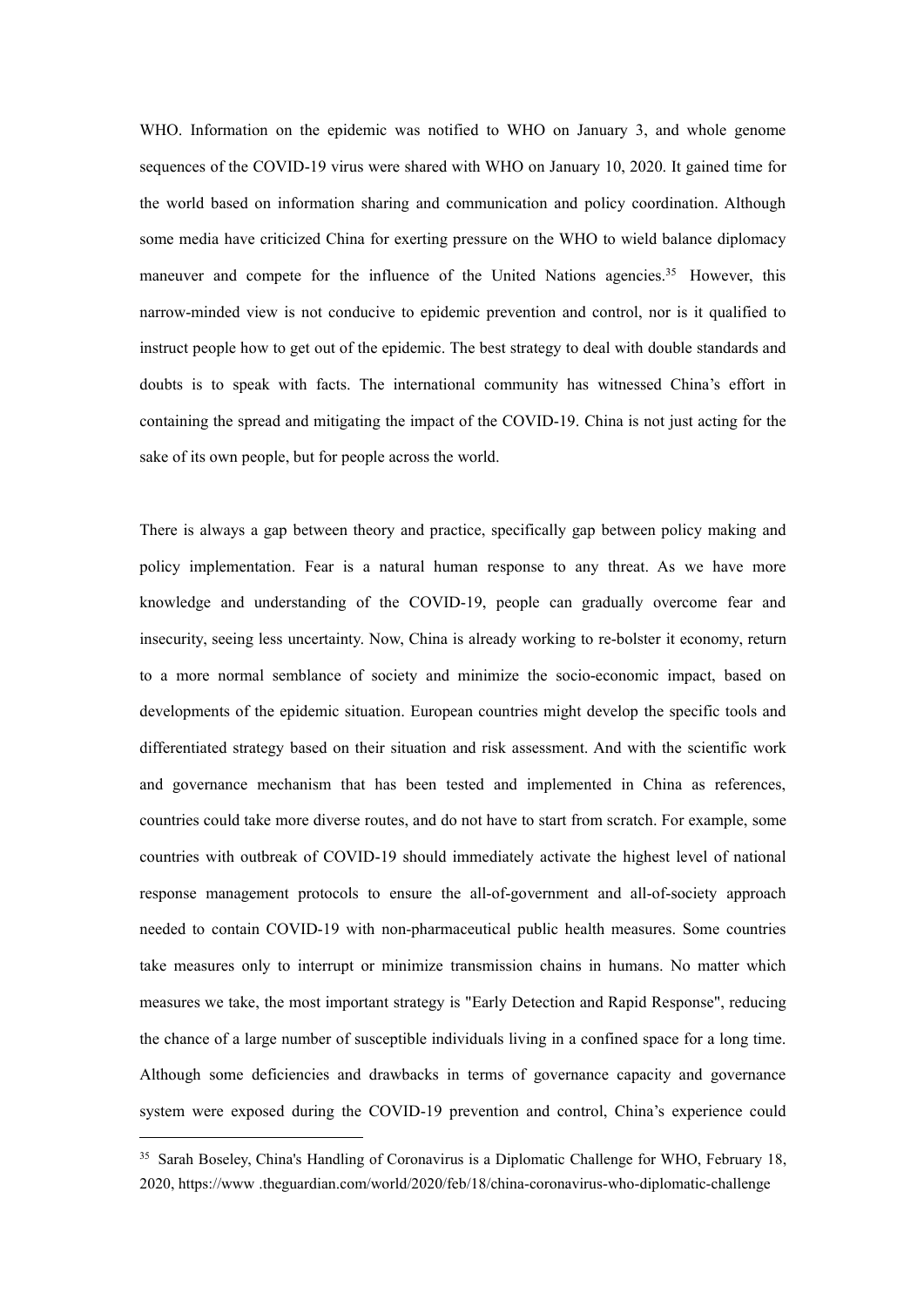WHO. Information on the epidemic was notified to WHO on January 3, and whole genome sequences of the COVID-19 virus were shared with WHO on January 10, 2020. It gained time for the world based on information sharing and communication and policy coordination. Although some media have criticized China for exerting pressure on the WHO to wield balance diplomacy maneuver and compete for the influence of the United Nations agencies.[35] However, this narrow-minded view is not conducive to epidemic prevention and control, nor is it qualified to instruct people how to get out of the epidemic. The best strategy to deal with double standards and doubts is to speak with facts. The international community has witnessed China's effort in containing the spread and mitigating the impact of the COVID-19. China is not just acting for the sake of its own people, but for people across the world.

There is always a gap between theory and practice, specifically gap between policy making and policy implementation. Fear is a natural human response to any threat. As we have more knowledge and understanding of the COVID-19, people can gradually overcome fear and insecurity, seeing less uncertainty. Now, China is already working to re-bolster it economy, return to a more normal semblance of society and minimize the socio-economic impact, based on developments of the epidemic situation. European countries might develop the specific tools and differentiated strategy based on their situation and risk assessment. And with the scientific work and governance mechanism that has been tested and implemented in China as references, countries could take more diverse routes, and do not have to start from scratch. For example, some countries with outbreak of COVID-19 should immediately activate the highest level of national response management protocols to ensure the all-of-government and all-of-society approach needed to contain COVID-19 with non-pharmaceutical public health measures. Some countries take measures only to interrupt or minimize transmission chains in humans. No matter which measures we take, the most important strategy is "Early Detection and Rapid Response", reducing the chance of a large number of susceptible individuals living in a confined space for a long time. Although some deficiencies and drawbacks in terms of governance capacity and governance system were exposed during the COVID-19 prevention and control, China's experience could

---

[35] Sarah Boseley, China's Handling of Coronavirus is a Diplomatic Challenge for WHO, February 18, 2020, https://www .theguardian.com/world/2020/feb/18/china-coronavirus-who-diplomatic-challenge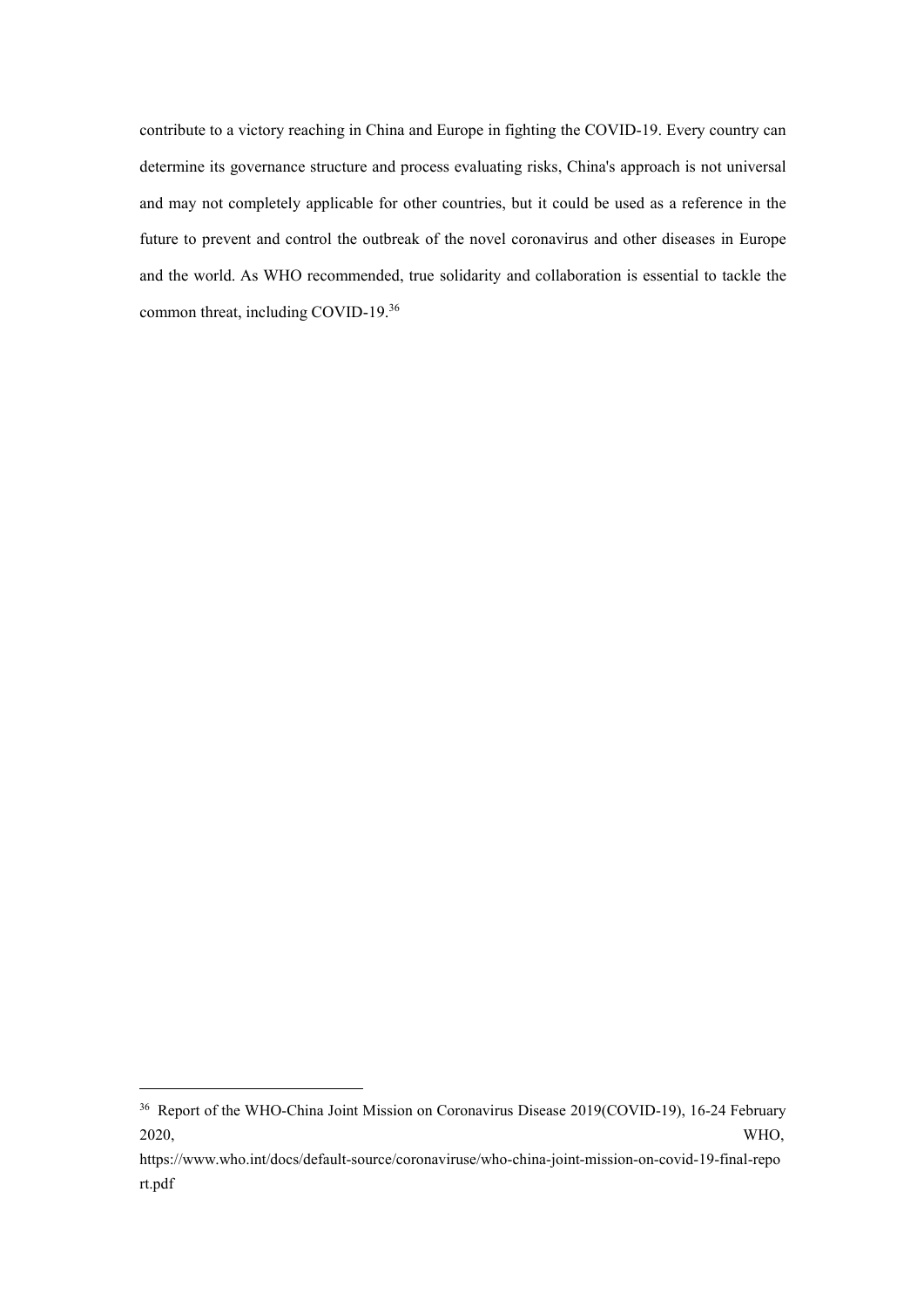contribute to a victory reaching in China and Europe in fighting the COVID-19. Every country can determine its governance structure and process evaluating risks, China's approach is not universal and may not completely applicable for other countries, but it could be used as a reference in the future to prevent and control the outbreak of the novel coronavirus and other diseases in Europe and the world. As WHO recommended, true solidarity and collaboration is essential to tackle the common threat, including COVID-19.[36]

---

[36] Report of the WHO-China Joint Mission on Coronavirus Disease 2019(COVID-19), 16-24 February 2020, WHO, https://www.who.int/docs/default-source/coronaviruse/who-china-joint-mission-on-covid-19-final-report.pdf